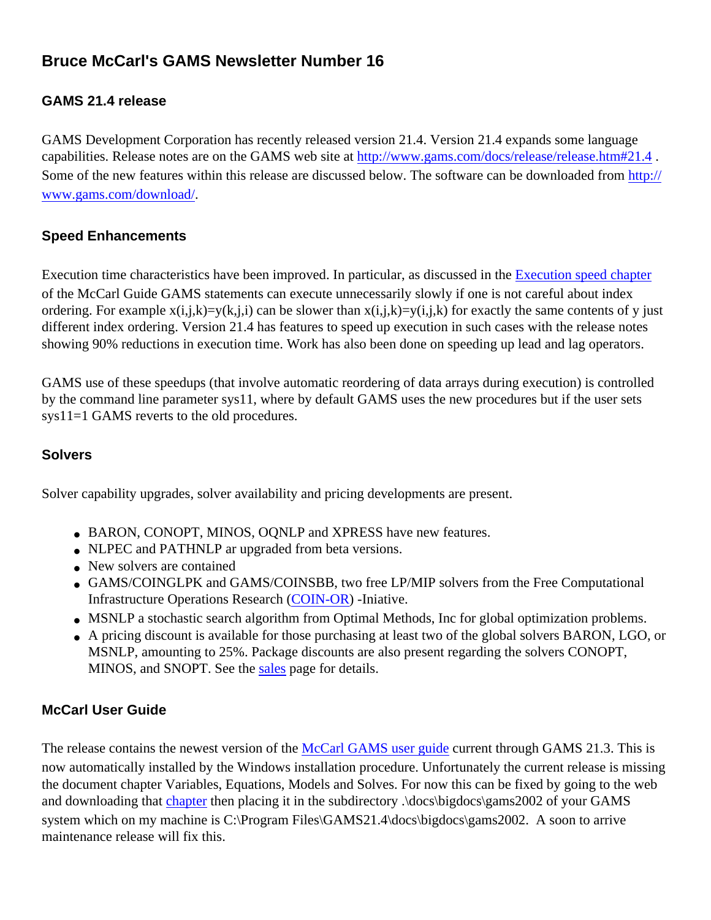# Bruce McCarl's GAMS Newsletter Number 16

## GAMS 21.4 release

GAMS Development Corporation has recently released version 21.4. Version 21.4 expands some language capabilities. Release notes are on the GAMS web site at [http://www.gams.com/docs/release/release.htm#21.4](http://www.gams.com/docs/release/release.htm#21.4) . Some of the new features within this release are discussed below. The software can be downloaded from [http://www.gams.com/download/](http://www.gams.com/download/).

## Speed Enhancements

Execution time characteristics have been improved. In particular, as discussed in the Execution speed chapter of the McCarl Guide GAMS statements can execute unnecessarily slowly if one is not careful about index ordering. For example x(i,j,k)=y(k,j,i) can be slower than x(i,j,k)=y(i,j,k) for exactly the same contents of y just different index ordering. Version 21.4 has features to speed up execution in such cases with the release notes showing 90% reductions in execution time. Work has also been done on speeding up lead and lag operators.

GAMS use of these speedups (that involve automatic reordering of data arrays during execution) is controlled by the command line parameter sys11, where by default GAMS uses the new procedures but if the user sets sys11=1 GAMS reverts to the old procedures.

## Solvers

Solver capability upgrades, solver availability and pricing developments are present.

- BARON, CONOPT, MINOS, OQNLP and XPRESS have new features.
- NLPEC and PATHNLP ar upgraded from beta versions.
- New solvers are contained
- GAMS/COINGLPK and GAMS/COINSBB, two free LP/MIP solvers from the Free Computational Infrastructure Operations Research (COIN-OR) -Iniative.
- MSNLP a stochastic search algorithm from Optimal Methods, Inc for global optimization problems.
- A pricing discount is available for those purchasing at least two of the global solvers BARON, LGO, or MSNLP, amounting to 25%. Package discounts are also present regarding the solvers CONOPT, MINOS, and SNOPT. See the sales page for details.

## McCarl User Guide

The release contains the newest version of the McCarl GAMS user guide current through GAMS 21.3. This is now automatically installed by the Windows installation procedure. Unfortunately the current release is missing the document chapter Variables, Equations, Models and Solves. For now this can be fixed by going to the web and downloading that chapter then placing it in the subdirectory .\docs\bigdocs\gams2002 of your GAMS system which on my machine is C:\Program Files\GAMS21.4\docs\bigdocs\gams2002. A soon to arrive maintenance release will fix this.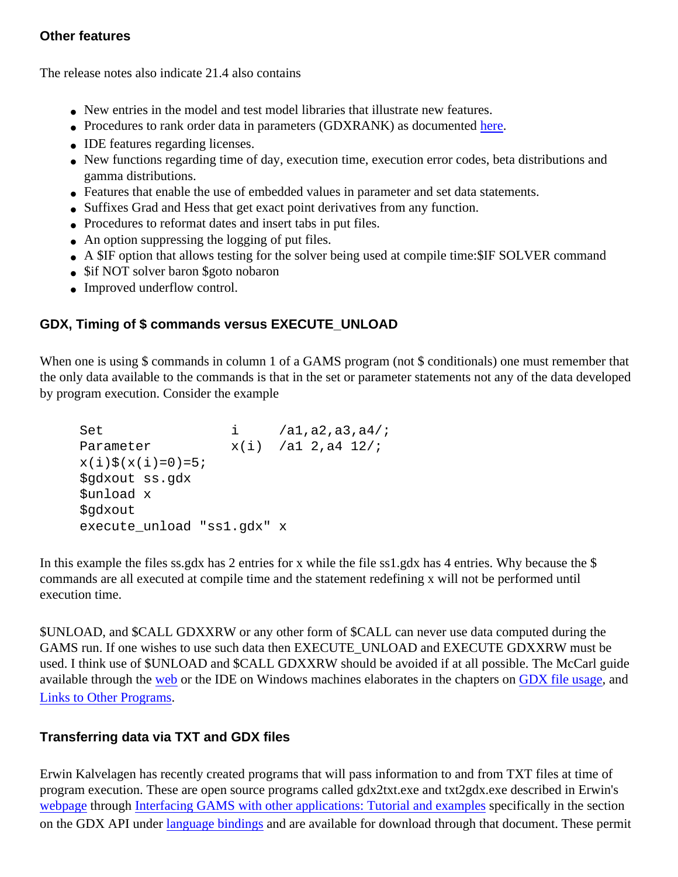### Other features

The release notes also indicate 21.4 also contains

- New entries in the model and test model libraries that illustrate new features.
- Procedures to rank order data in parameters (GDXRANK) as documented here.
- IDE features regarding licenses.
- New functions regarding time of day, execution time, execution error codes, beta distributions and gamma distributions.
- Features that enable the use of embedded values in parameter and set data statements.
- Suffixes Grad and Hess that get exact point derivatives from any function.
- Procedures to reformat dates and insert tabs in put files.
- An option suppressing the logging of put files.
- A $IF option that allows testing for the solver being used at compile time:$IF SOLVER command
- $if NOT solver baron $goto nobaron
- Improved underflow control.

### GDX, Timing of $ commands versus EXECUTE_UNLOAD

When one is using $ commands in column 1 of a GAMS program (not $ conditionals) one must remember that the only data available to the commands is that in the set or parameter statements not any of the data developed by program execution. Consider the example

```
Set                 i     /a1,a2,a3,a4/;
Parameter           x(i)  /a1 2,a4 12/;
x(i)$(x(i)=0)=5;
$gdxout ss.gdx
$unload x
$gdxout
execute_unload "ss1.gdx" x
```

In this example the files ss.gdx has 2 entries for x while the file ss1.gdx has 4 entries. Why because the $ commands are all executed at compile time and the statement redefining x will not be performed until execution time.

$UNLOAD, and $CALL GDXXRW or any other form of $CALL can never use data computed during the GAMS run. If one wishes to use such data then EXECUTE_UNLOAD and EXECUTE GDXXRW must be used. I think use of $UNLOAD and $CALL GDXXRW should be avoided if at all possible. The McCarl guide available through the web or the IDE on Windows machines elaborates in the chapters on GDX file usage, and Links to Other Programs.

### Transferring data via TXT and GDX files

Erwin Kalvelagen has recently created programs that will pass information to and from TXT files at time of program execution. These are open source programs called gdx2txt.exe and txt2gdx.exe described in Erwin's webpage through Interfacing GAMS with other applications: Tutorial and examples specifically in the section on the GDX API under language bindings and are available for download through that document. These permit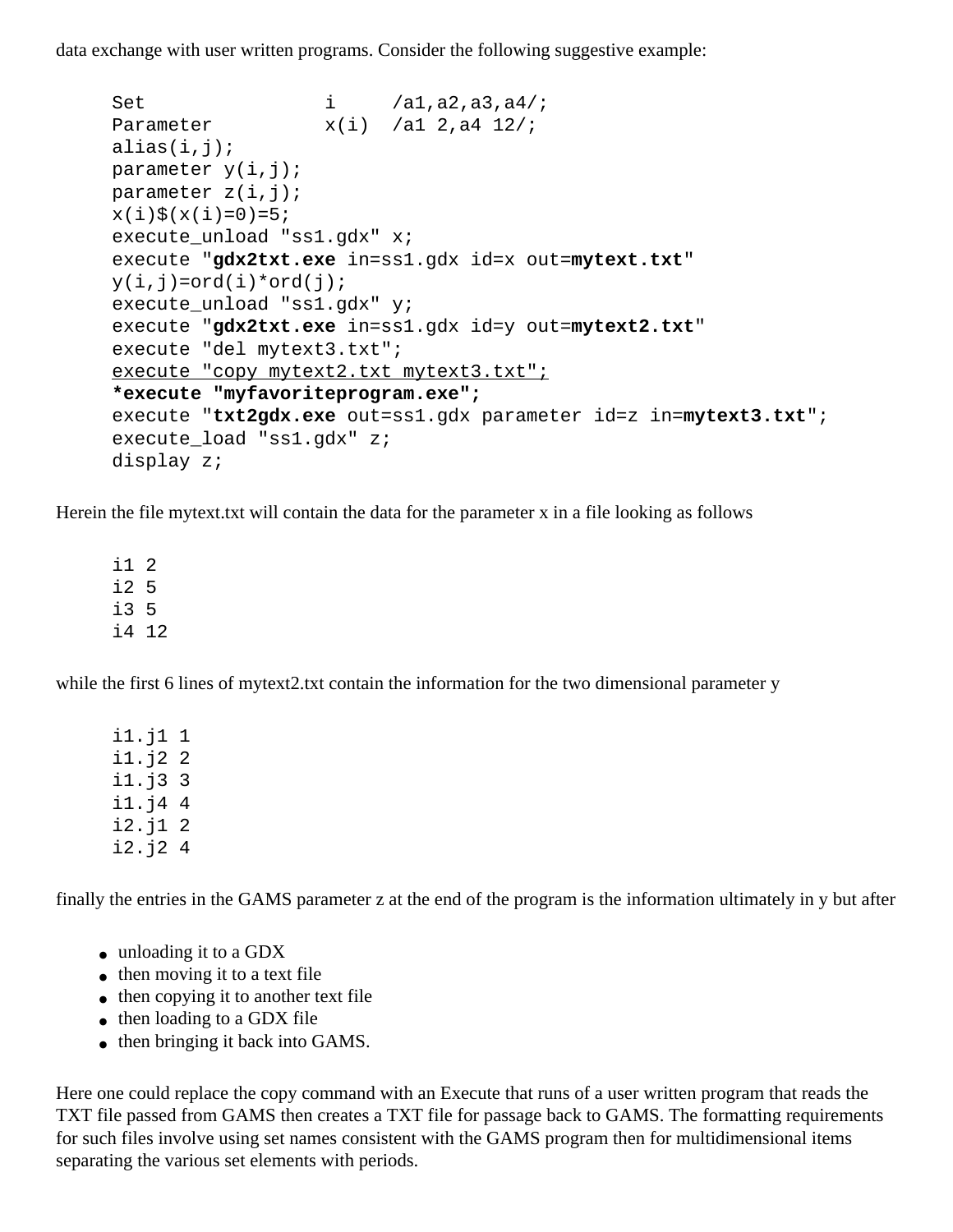data exchange with user written programs. Consider the following suggestive example:

```
Set               i     /a1,a2,a3,a4/;
Parameter         x(i)  /a1 2,a4 12/;
alias(i,j);
parameter y(i,j);
parameter z(i,j);
x(i)$(x(i)=0)=5;
execute_unload "ss1.gdx" x;
execute "gdx2txt.exe in=ss1.gdx id=x out=mytext.txt"
y(i,j)=ord(i)*ord(j);
execute_unload "ss1.gdx" y;
execute "gdx2txt.exe in=ss1.gdx id=y out=mytext2.txt"
execute "del mytext3.txt";
execute "copy mytext2.txt mytext3.txt";
*execute "myfavoriteprogram.exe";
execute "txt2gdx.exe out=ss1.gdx parameter id=z in=mytext3.txt";
execute_load "ss1.gdx" z;
display z;
```

Herein the file mytext.txt will contain the data for the parameter x in a file looking as follows

```
i1 2
i2 5
i3 5
i4 12
```

while the first 6 lines of mytext2.txt contain the information for the two dimensional parameter y

```
i1.j1 1
i1.j2 2
i1.j3 3
i1.j4 4
i2.j1 2
i2.j2 4
```

finally the entries in the GAMS parameter z at the end of the program is the information ultimately in y but after

- unloading it to a GDX
- then moving it to a text file
- then copying it to another text file
- then loading to a GDX file
- then bringing it back into GAMS.

Here one could replace the copy command with an Execute that runs of a user written program that reads the TXT file passed from GAMS then creates a TXT file for passage back to GAMS. The formatting requirements for such files involve using set names consistent with the GAMS program then for multidimensional items separating the various set elements with periods.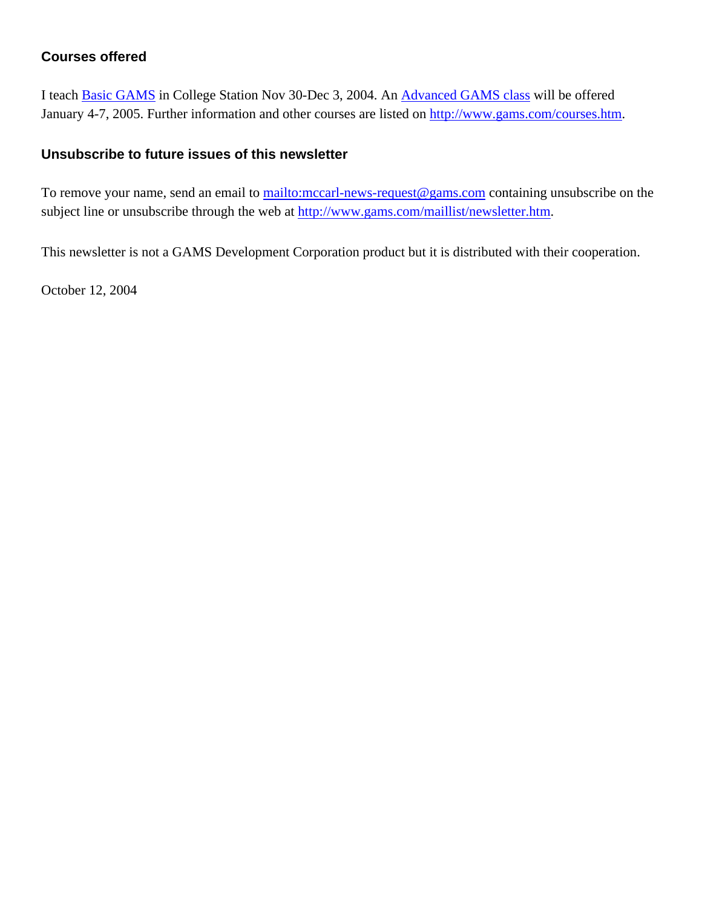### Courses offered

I teach Basic GAMS in College Station Nov 30-Dec 3, 2004. An Advanced GAMS class will be offered January 4-7, 2005. Further information and other courses are listed on http://www.gams.com/courses.htm.

### Unsubscribe to future issues of this newsletter

To remove your name, send an email to mailto:mccarl-news-request@gams.com containing unsubscribe on the subject line or unsubscribe through the web at http://www.gams.com/maillist/newsletter.htm.

This newsletter is not a GAMS Development Corporation product but it is distributed with their cooperation.

October 12, 2004